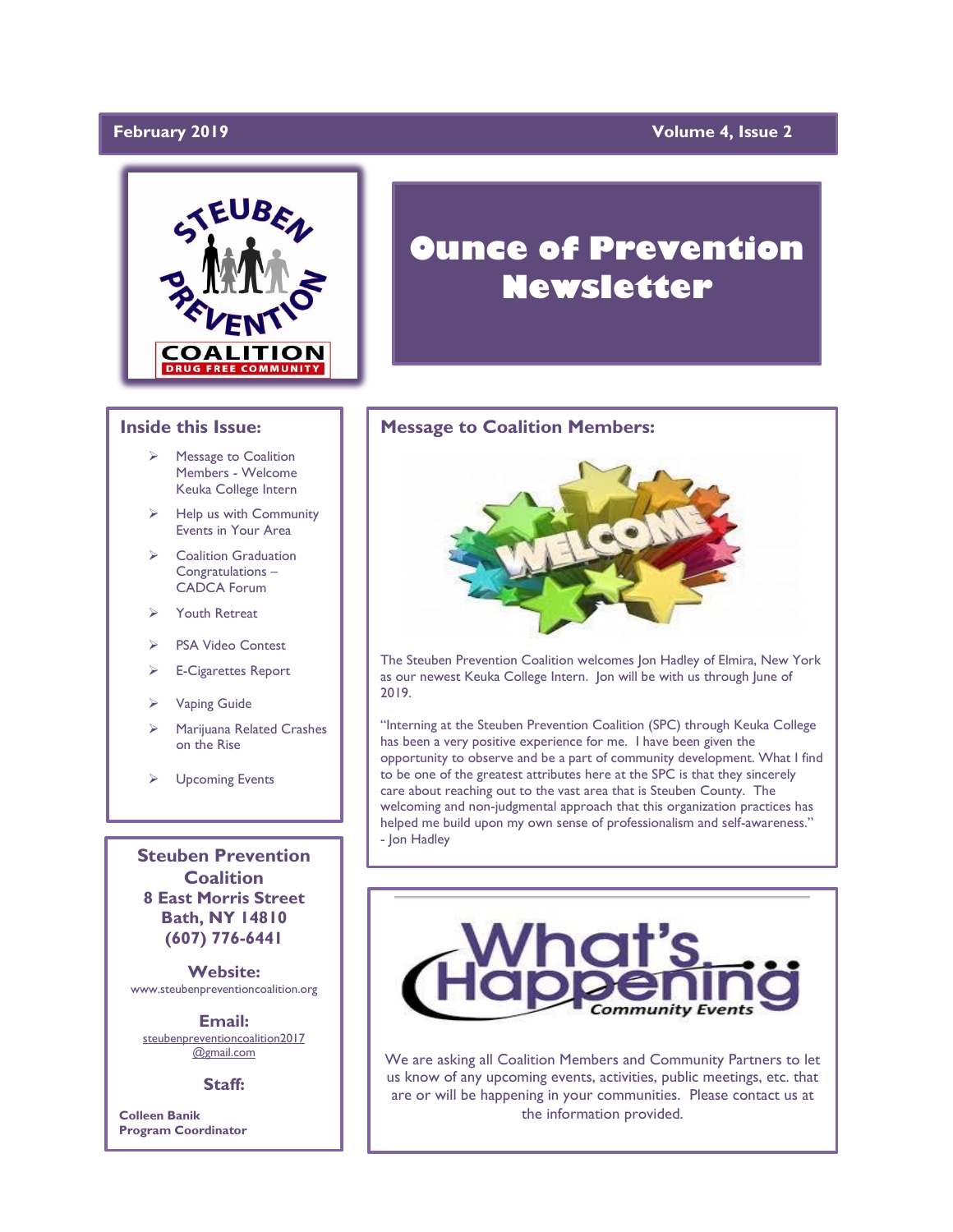February 2019 — Volume 4, Issue 2

# Ounce of Prevention Newsletter

## Inside this Issue:

- Message to Coalition Members - Welcome Keuka College Intern
- Help us with Community Events in Your Area
- Coalition Graduation Congratulations – CADCA Forum
- Youth Retreat
- PSA Video Contest
- E-Cigarettes Report
- Vaping Guide
- Marijuana Related Crashes on the Rise
- Upcoming Events

## Message to Coalition Members:

The Steuben Prevention Coalition welcomes Jon Hadley of Elmira, New York as our newest Keuka College Intern. Jon will be with us through June of 2019.

"Interning at the Steuben Prevention Coalition (SPC) through Keuka College has been a very positive experience for me. I have been given the opportunity to observe and be a part of community development. What I find to be one of the greatest attributes here at the SPC is that they sincerely care about reaching out to the vast area that is Steuben County. The welcoming and non-judgmental approach that this organization practices has helped me build upon my own sense of professionalism and self-awareness." - Jon Hadley

## What's Happening Community Events

We are asking all Coalition Members and Community Partners to let us know of any upcoming events, activities, public meetings, etc. that are or will be happening in your communities. Please contact us at the information provided.

**Steuben Prevention Coalition**
**8 East Morris Street**
**Bath, NY 14810**
**(607) 776-6441**

**Website:**
www.steubenpreventioncoalition.org

**Email:**
steubenpreventioncoalition2017@gmail.com

**Staff:**

**Colleen Banik**
**Program Coordinator**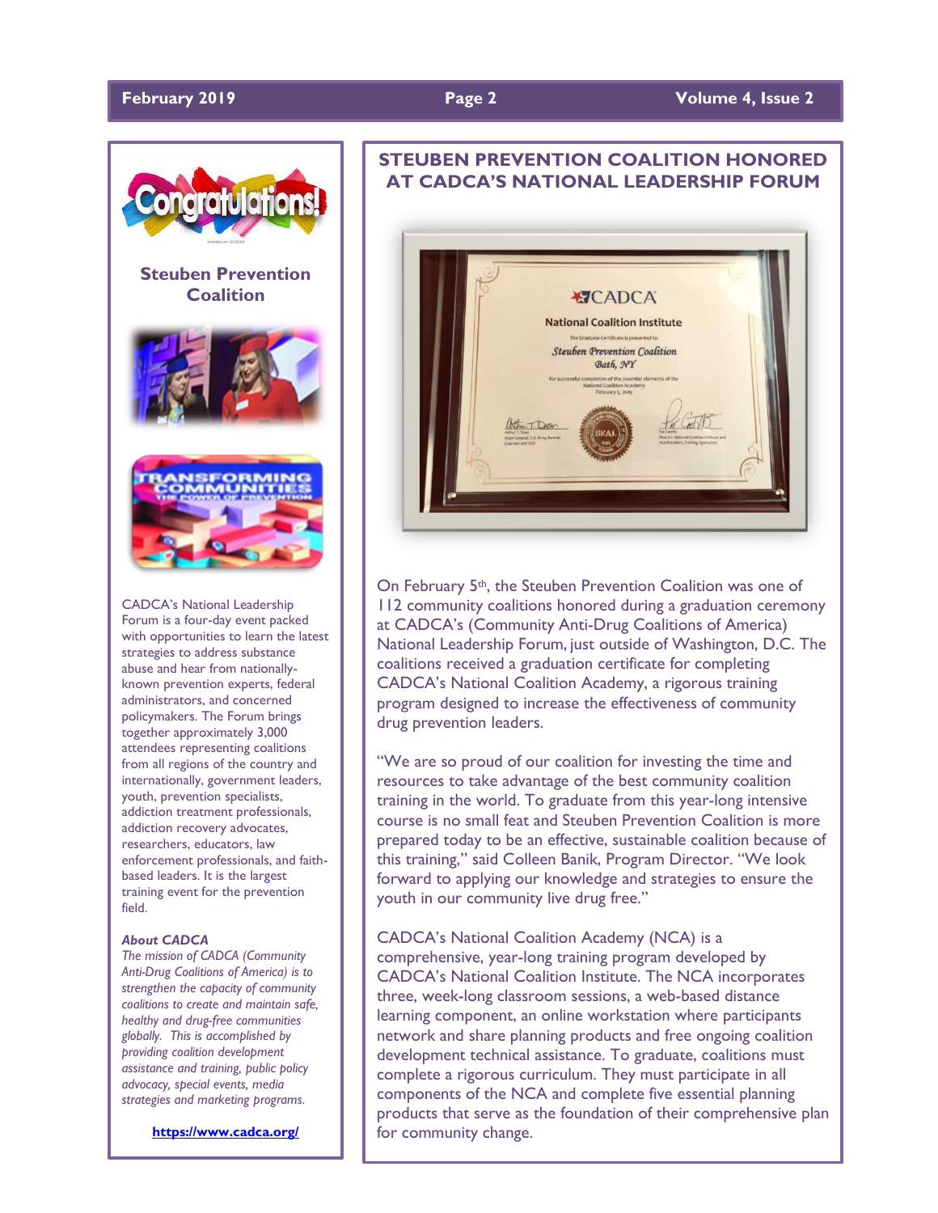## Steuben Prevention Coalition

CADCA's National Leadership Forum is a four-day event packed with opportunities to learn the latest strategies to address substance abuse and hear from nationally-known prevention experts, federal administrators, and concerned policymakers. The Forum brings together approximately 3,000 attendees representing coalitions from all regions of the country and internationally, government leaders, youth, prevention specialists, addiction treatment professionals, addiction recovery advocates, researchers, educators, law enforcement professionals, and faith-based leaders. It is the largest training event for the prevention field.

***About CADCA***

*The mission of CADCA (Community Anti-Drug Coalitions of America) is to strengthen the capacity of community coalitions to create and maintain safe, healthy and drug-free communities globally. This is accomplished by providing coalition development assistance and training, public policy advocacy, special events, media strategies and marketing programs.*

**https://www.cadca.org/**

## STEUBEN PREVENTION COALITION HONORED AT CADCA'S NATIONAL LEADERSHIP FORUM

On February 5th, the Steuben Prevention Coalition was one of 112 community coalitions honored during a graduation ceremony at CADCA's (Community Anti-Drug Coalitions of America) National Leadership Forum, just outside of Washington, D.C. The coalitions received a graduation certificate for completing CADCA's National Coalition Academy, a rigorous training program designed to increase the effectiveness of community drug prevention leaders.

"We are so proud of our coalition for investing the time and resources to take advantage of the best community coalition training in the world. To graduate from this year-long intensive course is no small feat and Steuben Prevention Coalition is more prepared today to be an effective, sustainable coalition because of this training," said Colleen Banik, Program Director. "We look forward to applying our knowledge and strategies to ensure the youth in our community live drug free."

CADCA's National Coalition Academy (NCA) is a comprehensive, year-long training program developed by CADCA's National Coalition Institute. The NCA incorporates three, week-long classroom sessions, a web-based distance learning component, an online workstation where participants network and share planning products and free ongoing coalition development technical assistance. To graduate, coalitions must complete a rigorous curriculum. They must participate in all components of the NCA and complete five essential planning products that serve as the foundation of their comprehensive plan for community change.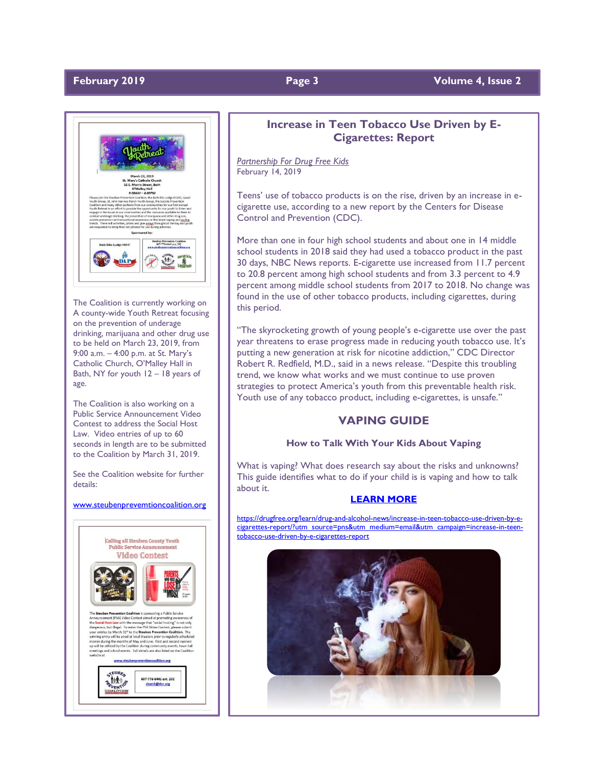The Coalition is currently working on A county-wide Youth Retreat focusing on the prevention of underage drinking, marijuana and other drug use to be held on March 23, 2019, from 9:00 a.m. – 4:00 p.m. at St. Mary's Catholic Church, O'Malley Hall in Bath, NY for youth 12 – 18 years of age.

The Coalition is also working on a Public Service Announcement Video Contest to address the Social Host Law. Video entries of up to 60 seconds in length are to be submitted to the Coalition by March 31, 2019.

See the Coalition website for further details:

www.steubenprevemtioncoalition.org

## Increase in Teen Tobacco Use Driven by E-Cigarettes: Report

*Partnership For Drug Free Kids*
February 14, 2019

Teens' use of tobacco products is on the rise, driven by an increase in e-cigarette use, according to a new report by the Centers for Disease Control and Prevention (CDC).

More than one in four high school students and about one in 14 middle school students in 2018 said they had used a tobacco product in the past 30 days, NBC News reports. E-cigarette use increased from 11.7 percent to 20.8 percent among high school students and from 3.3 percent to 4.9 percent among middle school students from 2017 to 2018. No change was found in the use of other tobacco products, including cigarettes, during this period.

"The skyrocketing growth of young people's e-cigarette use over the past year threatens to erase progress made in reducing youth tobacco use. It's putting a new generation at risk for nicotine addiction," CDC Director Robert R. Redfield, M.D., said in a news release. "Despite this troubling trend, we know what works and we must continue to use proven strategies to protect America's youth from this preventable health risk. Youth use of any tobacco product, including e-cigarettes, is unsafe."

## VAPING GUIDE

### How to Talk With Your Kids About Vaping

What is vaping? What does research say about the risks and unknowns? This guide identifies what to do if your child is is vaping and how to talk about it.

**LEARN MORE**

https://drugfree.org/learn/drug-and-alcohol-news/increase-in-teen-tobacco-use-driven-by-e-cigarettes-report/?utm_source=pns&utm_medium=email&utm_campaign=increase-in-teen-tobacco-use-driven-by-e-cigarettes-report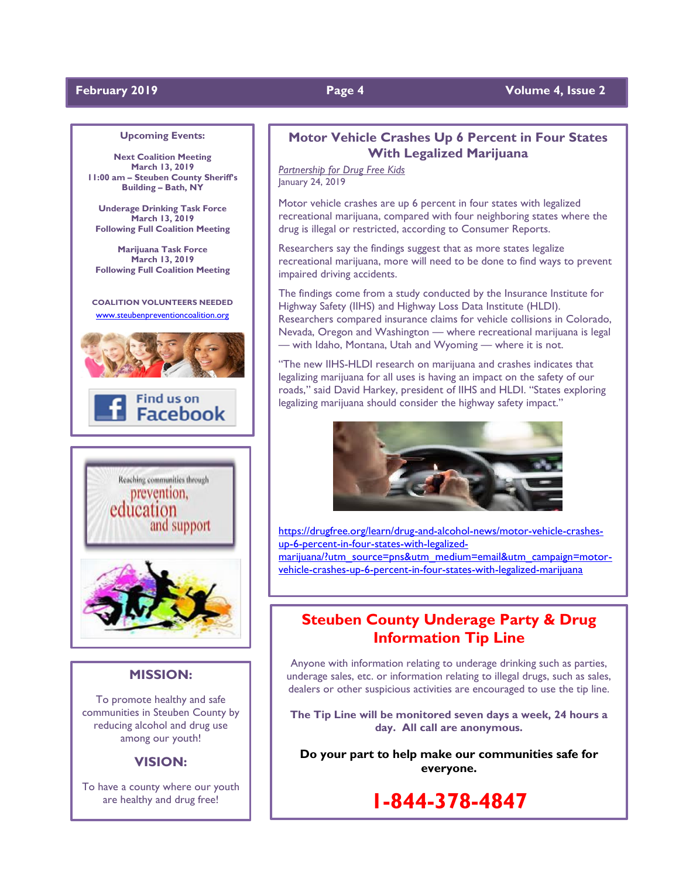**Upcoming Events:**

**Next Coalition Meeting**
**March 13, 2019**
**11:00 am – Steuben County Sheriff's Building – Bath, NY**

**Underage Drinking Task Force**
**March 13, 2019**
**Following Full Coalition Meeting**

**Marijuana Task Force**
**March 13, 2019**
**Following Full Coalition Meeting**

**COALITION VOLUNTEERS NEEDED**
www.steubenpreventioncoalition.org

Find us on Facebook

Reaching communities through prevention, education and support

## MISSION:

To promote healthy and safe communities in Steuben County by reducing alcohol and drug use among our youth!

## VISION:

To have a county where our youth are healthy and drug free!

## Motor Vehicle Crashes Up 6 Percent in Four States With Legalized Marijuana

*Partnership for Drug Free Kids*
January 24, 2019

Motor vehicle crashes are up 6 percent in four states with legalized recreational marijuana, compared with four neighboring states where the drug is illegal or restricted, according to Consumer Reports.

Researchers say the findings suggest that as more states legalize recreational marijuana, more will need to be done to find ways to prevent impaired driving accidents.

The findings come from a study conducted by the Insurance Institute for Highway Safety (IIHS) and Highway Loss Data Institute (HLDI). Researchers compared insurance claims for vehicle collisions in Colorado, Nevada, Oregon and Washington — where recreational marijuana is legal — with Idaho, Montana, Utah and Wyoming — where it is not.

"The new IIHS-HLDI research on marijuana and crashes indicates that legalizing marijuana for all uses is having an impact on the safety of our roads," said David Harkey, president of IIHS and HLDI. "States exploring legalizing marijuana should consider the highway safety impact."

https://drugfree.org/learn/drug-and-alcohol-news/motor-vehicle-crashes-up-6-percent-in-four-states-with-legalized-marijuana/?utm_source=pns&utm_medium=email&utm_campaign=motor-vehicle-crashes-up-6-percent-in-four-states-with-legalized-marijuana

## Steuben County Underage Party & Drug Information Tip Line

Anyone with information relating to underage drinking such as parties, underage sales, etc. or information relating to illegal drugs, such as sales, dealers or other suspicious activities are encouraged to use the tip line.

**The Tip Line will be monitored seven days a week, 24 hours a day. All call are anonymous.**

**Do your part to help make our communities safe for everyone.**

# 1-844-378-4847